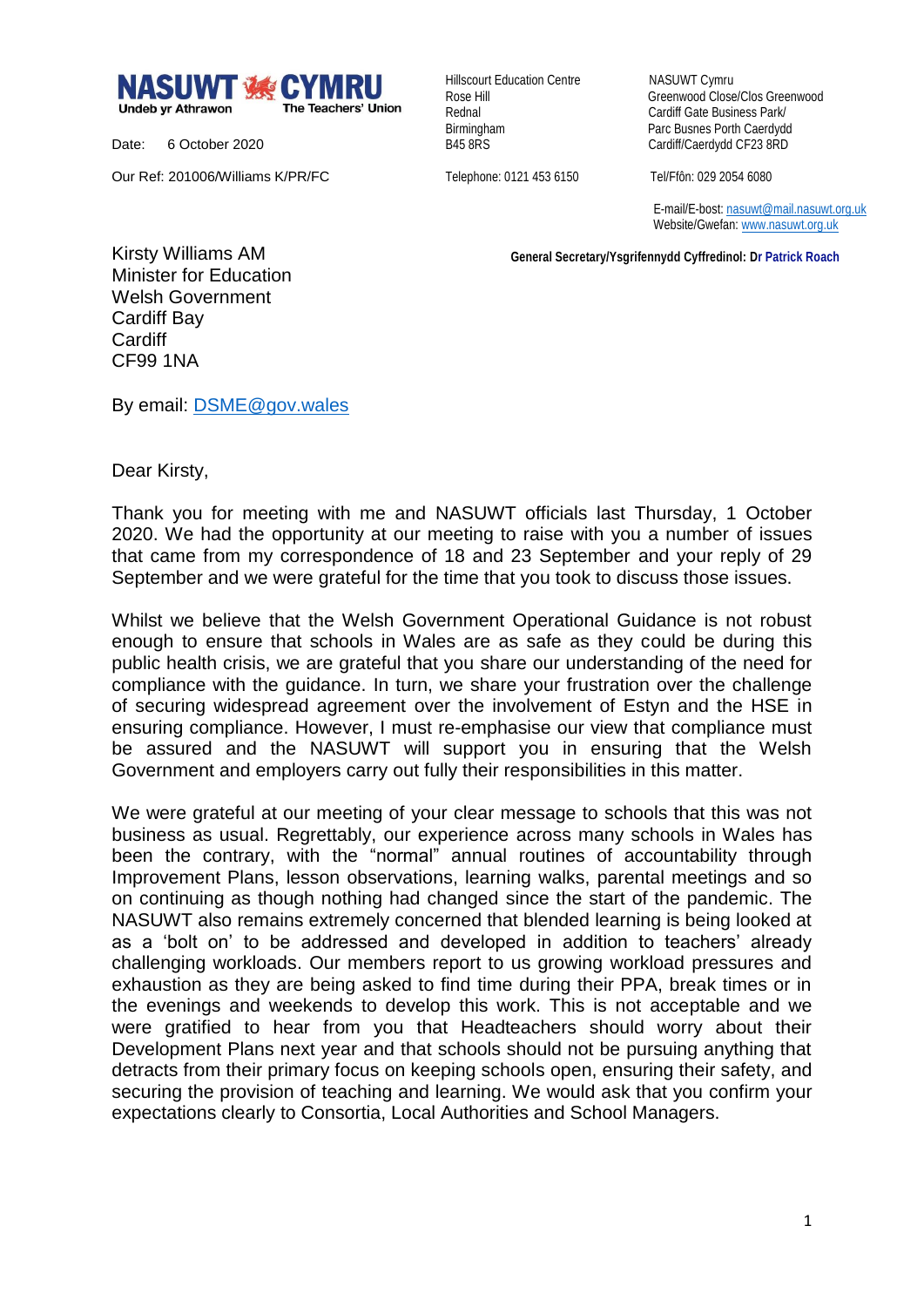**NASUWT CYMRU**
Undeb yr Athrawon — The Teachers' Union

Date: 6 October 2020

Our Ref: 201006/Williams K/PR/FC

Hillscourt Education Centre
Rose Hill
Rednal
Birmingham
B45 8RS

Telephone: 0121 453 6150

NASUWT Cymru
Greenwood Close/Clos Greenwood
Cardiff Gate Business Park/
Parc Busnes Porth Caerdydd
Cardiff/Caerdydd CF23 8RD

Tel/Ffôn: 029 2054 6080

E-mail/E-bost: nasuwt@mail.nasuwt.org.uk
Website/Gwefan: www.nasuwt.org.uk

**General Secretary/Ysgrifennydd Cyffredinol: Dr Patrick Roach**

Kirsty Williams AM
Minister for Education
Welsh Government
Cardiff Bay
Cardiff
CF99 1NA

By email: DSME@gov.wales

Dear Kirsty,

Thank you for meeting with me and NASUWT officials last Thursday, 1 October 2020. We had the opportunity at our meeting to raise with you a number of issues that came from my correspondence of 18 and 23 September and your reply of 29 September and we were grateful for the time that you took to discuss those issues.

Whilst we believe that the Welsh Government Operational Guidance is not robust enough to ensure that schools in Wales are as safe as they could be during this public health crisis, we are grateful that you share our understanding of the need for compliance with the guidance. In turn, we share your frustration over the challenge of securing widespread agreement over the involvement of Estyn and the HSE in ensuring compliance. However, I must re-emphasise our view that compliance must be assured and the NASUWT will support you in ensuring that the Welsh Government and employers carry out fully their responsibilities in this matter.

We were grateful at our meeting of your clear message to schools that this was not business as usual. Regrettably, our experience across many schools in Wales has been the contrary, with the "normal" annual routines of accountability through Improvement Plans, lesson observations, learning walks, parental meetings and so on continuing as though nothing had changed since the start of the pandemic. The NASUWT also remains extremely concerned that blended learning is being looked at as a 'bolt on' to be addressed and developed in addition to teachers' already challenging workloads. Our members report to us growing workload pressures and exhaustion as they are being asked to find time during their PPA, break times or in the evenings and weekends to develop this work. This is not acceptable and we were gratified to hear from you that Headteachers should worry about their Development Plans next year and that schools should not be pursuing anything that detracts from their primary focus on keeping schools open, ensuring their safety, and securing the provision of teaching and learning. We would ask that you confirm your expectations clearly to Consortia, Local Authorities and School Managers.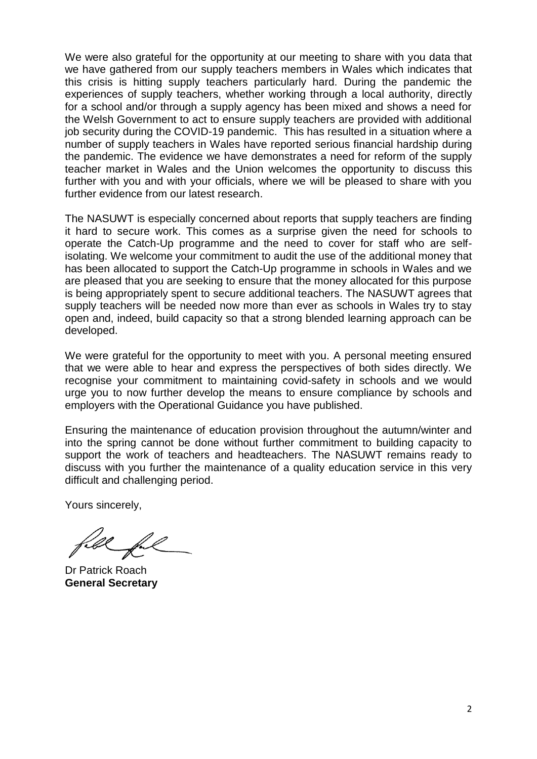We were also grateful for the opportunity at our meeting to share with you data that we have gathered from our supply teachers members in Wales which indicates that this crisis is hitting supply teachers particularly hard. During the pandemic the experiences of supply teachers, whether working through a local authority, directly for a school and/or through a supply agency has been mixed and shows a need for the Welsh Government to act to ensure supply teachers are provided with additional job security during the COVID-19 pandemic. This has resulted in a situation where a number of supply teachers in Wales have reported serious financial hardship during the pandemic. The evidence we have demonstrates a need for reform of the supply teacher market in Wales and the Union welcomes the opportunity to discuss this further with you and with your officials, where we will be pleased to share with you further evidence from our latest research.

The NASUWT is especially concerned about reports that supply teachers are finding it hard to secure work. This comes as a surprise given the need for schools to operate the Catch-Up programme and the need to cover for staff who are self-isolating. We welcome your commitment to audit the use of the additional money that has been allocated to support the Catch-Up programme in schools in Wales and we are pleased that you are seeking to ensure that the money allocated for this purpose is being appropriately spent to secure additional teachers. The NASUWT agrees that supply teachers will be needed now more than ever as schools in Wales try to stay open and, indeed, build capacity so that a strong blended learning approach can be developed.

We were grateful for the opportunity to meet with you. A personal meeting ensured that we were able to hear and express the perspectives of both sides directly. We recognise your commitment to maintaining covid-safety in schools and we would urge you to now further develop the means to ensure compliance by schools and employers with the Operational Guidance you have published.

Ensuring the maintenance of education provision throughout the autumn/winter and into the spring cannot be done without further commitment to building capacity to support the work of teachers and headteachers. The NASUWT remains ready to discuss with you further the maintenance of a quality education service in this very difficult and challenging period.

Yours sincerely,

Dr Patrick Roach
**General Secretary**